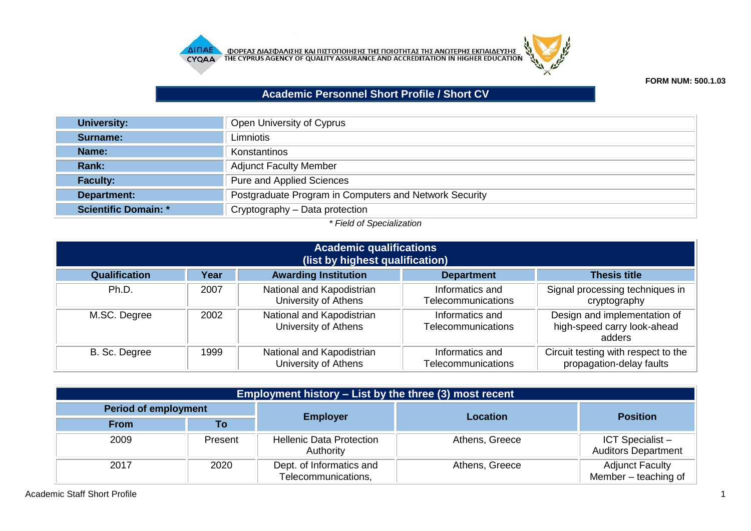ΦΟΡΕΑΣ ΔΙΑΣΦΑΛΙΣΗΣ ΚΑΙ ΠΙΣΤΟΠΟΙΗΣΗΣ ΤΗΣ ΠΟΙΟΤΗΤΑΣ ΤΗΣ ΑΝΩΤΕΡΗΣ ΕΚΠΑΙΔΕΥΣΗΣ
THE CYPRUS AGENCY OF QUALITY ASSURANCE AND ACCREDITATION IN HIGHER EDUCATION

**FORM NUM: 500.1.03**

# Academic Personnel Short Profile / Short CV

| | |
|---|---|
| **University:** | Open University of Cyprus |
| **Surname:** | Limniotis |
| **Name:** | Konstantinos |
| **Rank:** | Adjunct Faculty Member |
| **Faculty:** | Pure and Applied Sciences |
| **Department:** | Postgraduate Program in Computers and Network Security |
| **Scientific Domain: *** | Cryptography – Data protection |

*\* Field of Specialization*

## Academic qualifications (list by highest qualification)

| Qualification | Year | Awarding Institution | Department | Thesis title |
|---|---|---|---|---|
| Ph.D. | 2007 | National and Kapodistrian University of Athens | Informatics and Telecommunications | Signal processing techniques in cryptography |
| M.SC. Degree | 2002 | National and Kapodistrian University of Athens | Informatics and Telecommunications | Design and implementation of high-speed carry look-ahead adders |
| B. Sc. Degree | 1999 | National and Kapodistrian University of Athens | Informatics and Telecommunications | Circuit testing with respect to the propagation-delay faults |

## Employment history – List by the three (3) most recent

| Period of employment | | Employer | Location | Position |
|---|---|---|---|---|
| From | To | | | |
| 2009 | Present | Hellenic Data Protection Authority | Athens, Greece | ICT Specialist – Auditors Department |
| 2017 | 2020 | Dept. of Informatics and Telecommunications, | Athens, Greece | Adjunct Faculty Member – teaching of |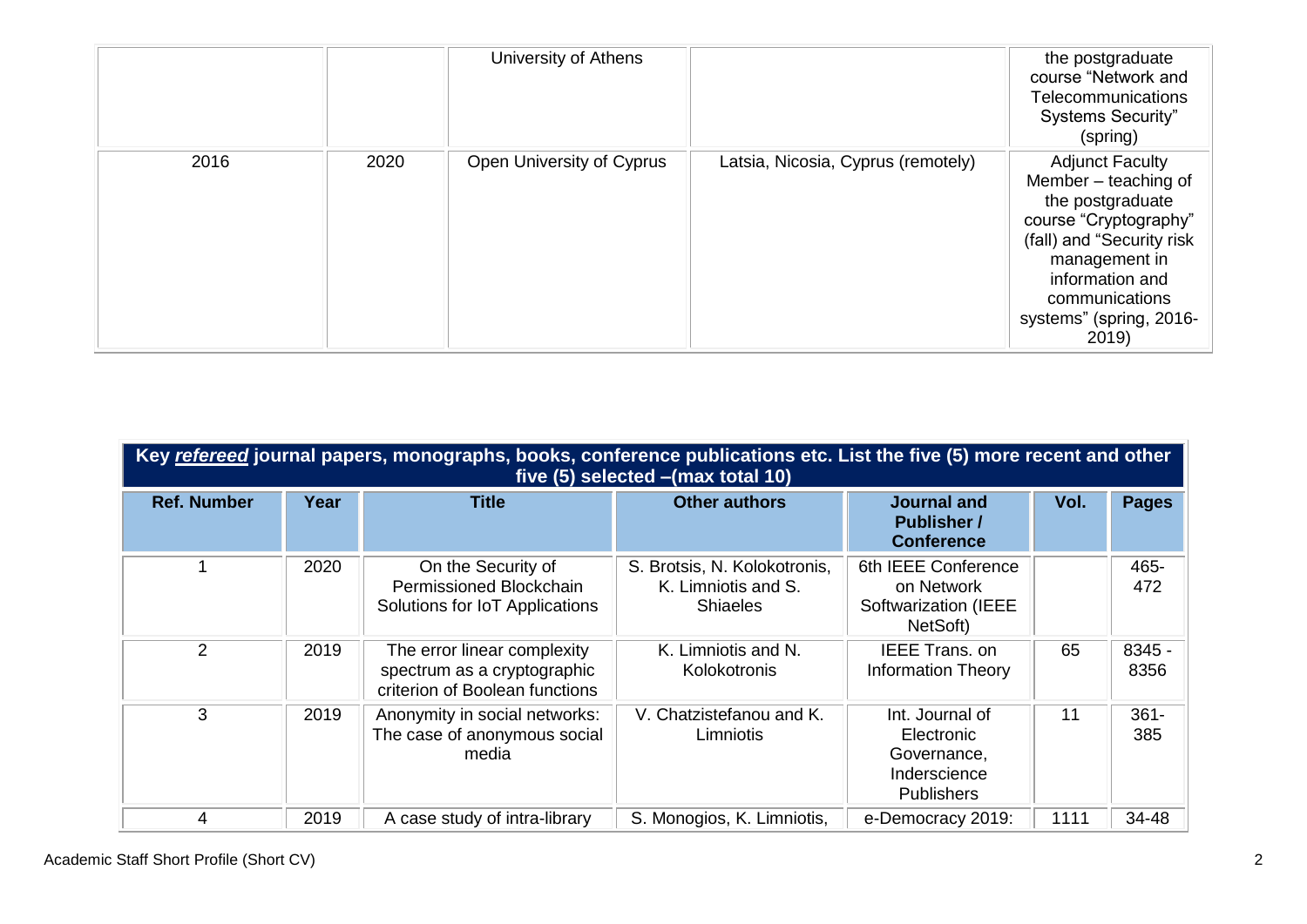|  |  | University of Athens |  | the postgraduate course "Network and Telecommunications Systems Security" (spring) |
|---|---|---|---|---|
| 2016 | 2020 | Open University of Cyprus | Latsia, Nicosia, Cyprus (remotely) | Adjunct Faculty Member – teaching of the postgraduate course "Cryptography" (fall) and "Security risk management in information and communications systems" (spring, 2016-2019) |

| **Key *refereed* journal papers, monographs, books, conference publications etc. List the five (5) more recent and other five (5) selected –(max total 10)** | | | | | | |
|---|---|---|---|---|---|---|
| **Ref. Number** | **Year** | **Title** | **Other authors** | **Journal and Publisher / Conference** | **Vol.** | **Pages** |
| 1 | 2020 | On the Security of Permissioned Blockchain Solutions for IoT Applications | S. Brotsis, N. Kolokotronis, K. Limniotis and S. Shiaeles | 6th IEEE Conference on Network Softwarization (IEEE NetSoft) |  | 465-472 |
| 2 | 2019 | The error linear complexity spectrum as a cryptographic criterion of Boolean functions | K. Limniotis and N. Kolokotronis | IEEE Trans. on Information Theory | 65 | 8345 - 8356 |
| 3 | 2019 | Anonymity in social networks: The case of anonymous social media | V. Chatzistefanou and K. Limniotis | Int. Journal of Electronic Governance, Inderscience Publishers | 11 | 361-385 |
| 4 | 2019 | A case study of intra-library | S. Monogios, K. Limniotis, | e-Democracy 2019: | 1111 | 34-48 |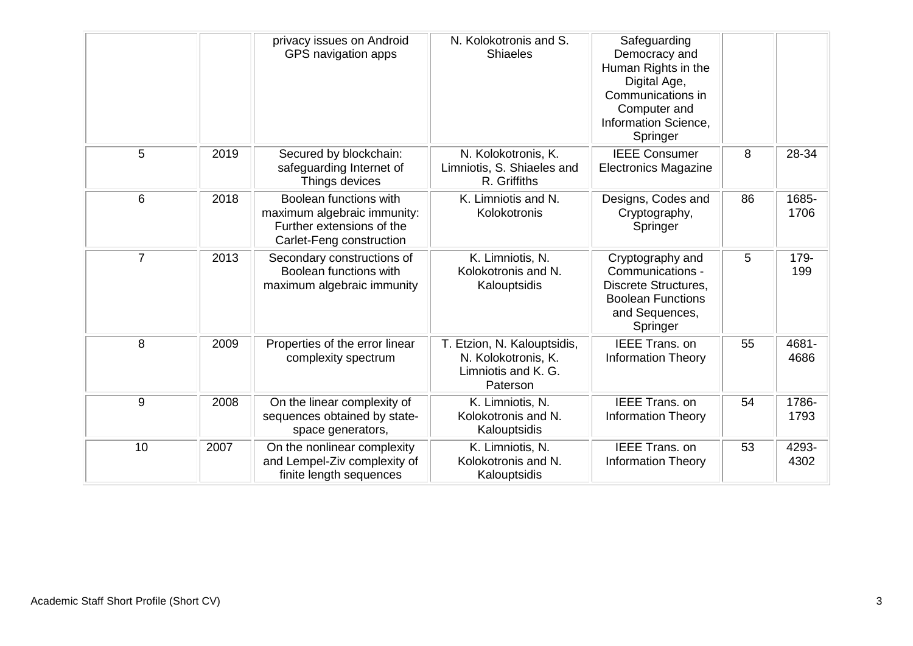| | | | | | | |
|---|---|---|---|---|---|---|
| | | privacy issues on Android GPS navigation apps | N. Kolokotronis and S. Shiaeles | Safeguarding Democracy and Human Rights in the Digital Age, Communications in Computer and Information Science, Springer | | |
| 5 | 2019 | Secured by blockchain: safeguarding Internet of Things devices | N. Kolokotronis, K. Limniotis, S. Shiaeles and R. Griffiths | IEEE Consumer Electronics Magazine | 8 | 28-34 |
| 6 | 2018 | Boolean functions with maximum algebraic immunity: Further extensions of the Carlet-Feng construction | K. Limniotis and N. Kolokotronis | Designs, Codes and Cryptography, Springer | 86 | 1685-1706 |
| 7 | 2013 | Secondary constructions of Boolean functions with maximum algebraic immunity | K. Limniotis, N. Kolokotronis and N. Kalouptsidis | Cryptography and Communications - Discrete Structures, Boolean Functions and Sequences, Springer | 5 | 179-199 |
| 8 | 2009 | Properties of the error linear complexity spectrum | T. Etzion, N. Kalouptsidis, N. Kolokotronis, K. Limniotis and K. G. Paterson | IEEE Trans. on Information Theory | 55 | 4681-4686 |
| 9 | 2008 | On the linear complexity of sequences obtained by state-space generators, | K. Limniotis, N. Kolokotronis and N. Kalouptsidis | IEEE Trans. on Information Theory | 54 | 1786-1793 |
| 10 | 2007 | On the nonlinear complexity and Lempel-Ziv complexity of finite length sequences | K. Limniotis, N. Kolokotronis and N. Kalouptsidis | IEEE Trans. on Information Theory | 53 | 4293-4302 |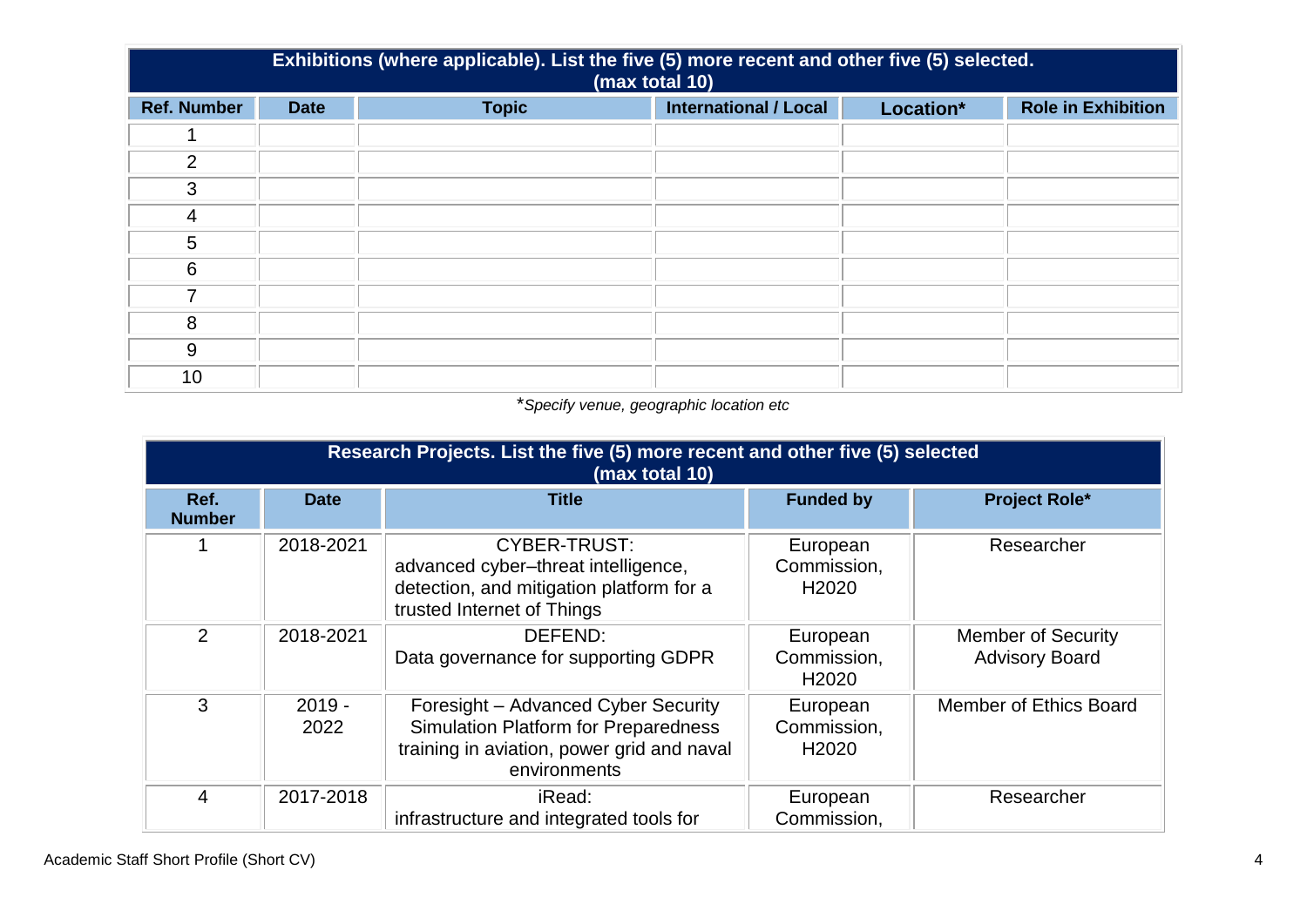| Exhibitions (where applicable). List the five (5) more recent and other five (5) selected. (max total 10) | | | | | |
|---|---|---|---|---|---|
| **Ref. Number** | **Date** | **Topic** | **International / Local** | **Location*** | **Role in Exhibition** |
| 1 | | | | | |
| 2 | | | | | |
| 3 | | | | | |
| 4 | | | | | |
| 5 | | | | | |
| 6 | | | | | |
| 7 | | | | | |
| 8 | | | | | |
| 9 | | | | | |
| 10 | | | | | |

**Specify venue, geographic location etc*

| Research Projects. List the five (5) more recent and other five (5) selected (max total 10) | | | | |
|---|---|---|---|---|
| **Ref. Number** | **Date** | **Title** | **Funded by** | **Project Role*** |
| 1 | 2018-2021 | CYBER-TRUST: advanced cyber–threat intelligence, detection, and mitigation platform for a trusted Internet of Things | European Commission, H2020 | Researcher |
| 2 | 2018-2021 | DEFEND: Data governance for supporting GDPR | European Commission, H2020 | Member of Security Advisory Board |
| 3 | 2019 - 2022 | Foresight – Advanced Cyber Security Simulation Platform for Preparedness training in aviation, power grid and naval environments | European Commission, H2020 | Member of Ethics Board |
| 4 | 2017-2018 | iRead: infrastructure and integrated tools for | European Commission, | Researcher |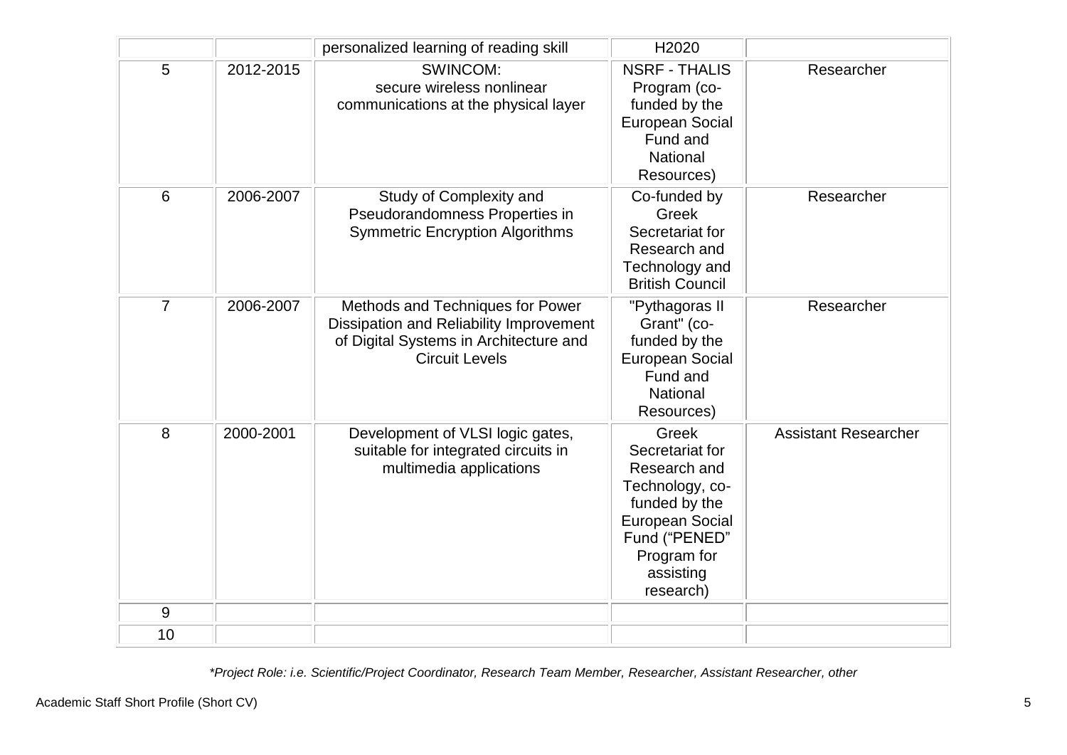| | | | | |
|---|---|---|---|---|
| | | personalized learning of reading skill | H2020 | |
| 5 | 2012-2015 | SWINCOM: secure wireless nonlinear communications at the physical layer | NSRF - THALIS Program (co-funded by the European Social Fund and National Resources) | Researcher |
| 6 | 2006-2007 | Study of Complexity and Pseudorandomness Properties in Symmetric Encryption Algorithms | Co-funded by Greek Secretariat for Research and Technology and British Council | Researcher |
| 7 | 2006-2007 | Methods and Techniques for Power Dissipation and Reliability Improvement of Digital Systems in Architecture and Circuit Levels | "Pythagoras II Grant" (co-funded by the European Social Fund and National Resources) | Researcher |
| 8 | 2000-2001 | Development of VLSI logic gates, suitable for integrated circuits in multimedia applications | Greek Secretariat for Research and Technology, co-funded by the European Social Fund ("PENED" Program for assisting research) | Assistant Researcher |
| 9 | | | | |
| 10 | | | | |

*\*Project Role: i.e. Scientific/Project Coordinator, Research Team Member, Researcher, Assistant Researcher, other*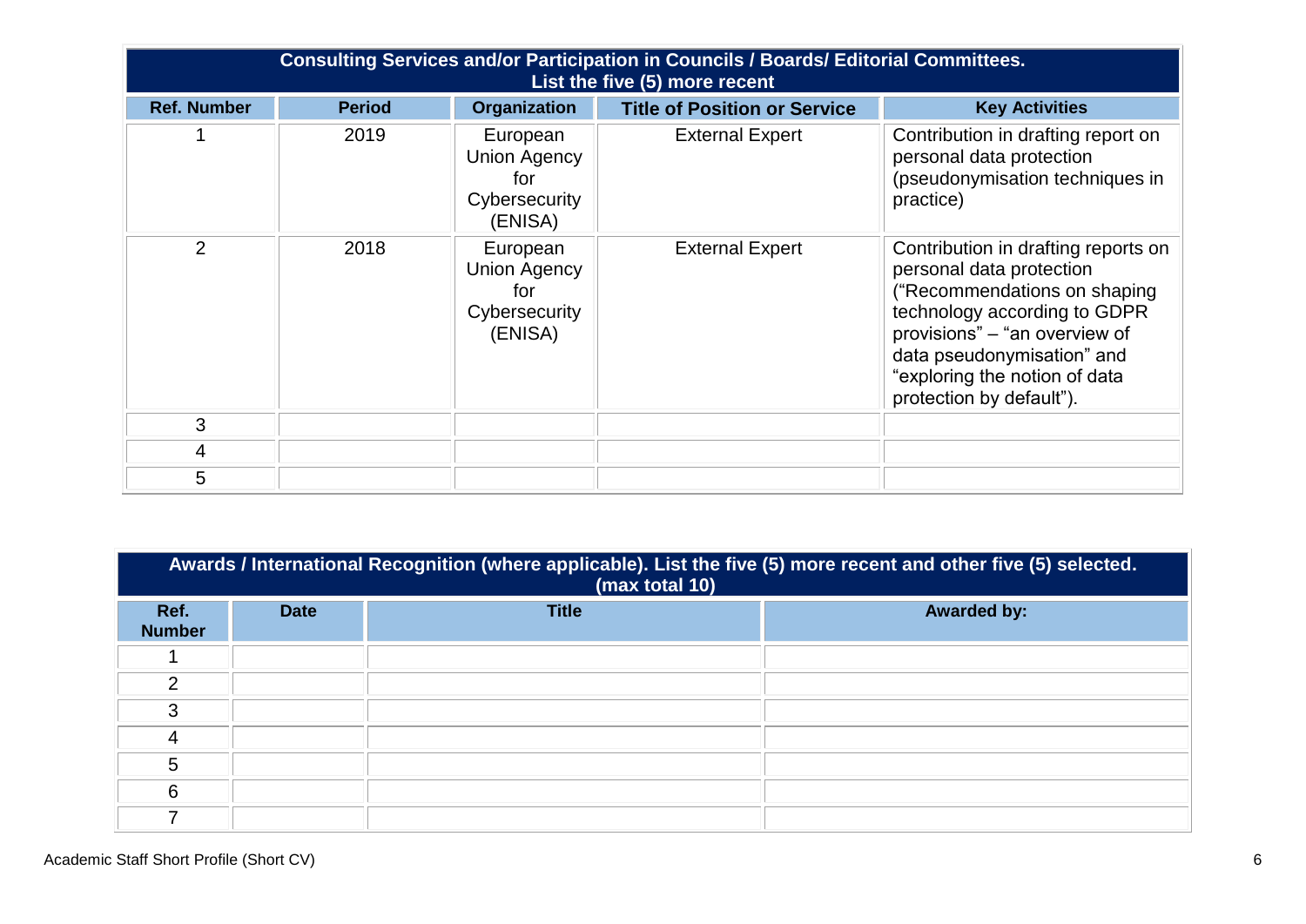| Consulting Services and/or Participation in Councils / Boards/ Editorial Committees. List the five (5) more recent | | | | |
|---|---|---|---|---|
| **Ref. Number** | **Period** | **Organization** | **Title of Position or Service** | **Key Activities** |
| 1 | 2019 | European Union Agency for Cybersecurity (ENISA) | External Expert | Contribution in drafting report on personal data protection (pseudonymisation techniques in practice) |
| 2 | 2018 | European Union Agency for Cybersecurity (ENISA) | External Expert | Contribution in drafting reports on personal data protection ("Recommendations on shaping technology according to GDPR provisions" – "an overview of data pseudonymisation" and "exploring the notion of data protection by default"). |
| 3 | | | | |
| 4 | | | | |
| 5 | | | | |

| Awards / International Recognition (where applicable). List the five (5) more recent and other five (5) selected. (max total 10) | | | |
|---|---|---|---|
| **Ref. Number** | **Date** | **Title** | **Awarded by:** |
| 1 | | | |
| 2 | | | |
| 3 | | | |
| 4 | | | |
| 5 | | | |
| 6 | | | |
| 7 | | | |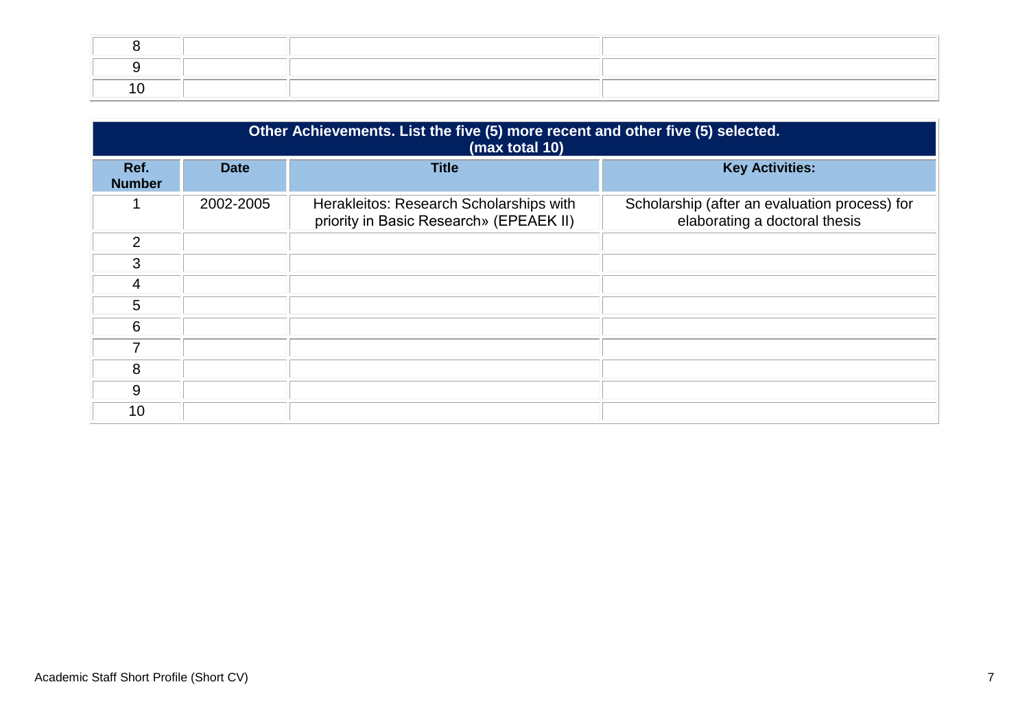| | | | |
|---|---|---|---|
| 8 | | | |
| 9 | | | |
| 10 | | | |

| Other Achievements. List the five (5) more recent and other five (5) selected. (max total 10) | | | |
|---|---|---|---|
| **Ref. Number** | **Date** | **Title** | **Key Activities:** |
| 1 | 2002-2005 | Herakleitos: Research Scholarships with priority in Basic Research» (EPEAEK II) | Scholarship (after an evaluation process) for elaborating a doctoral thesis |
| 2 | | | |
| 3 | | | |
| 4 | | | |
| 5 | | | |
| 6 | | | |
| 7 | | | |
| 8 | | | |
| 9 | | | |
| 10 | | | |